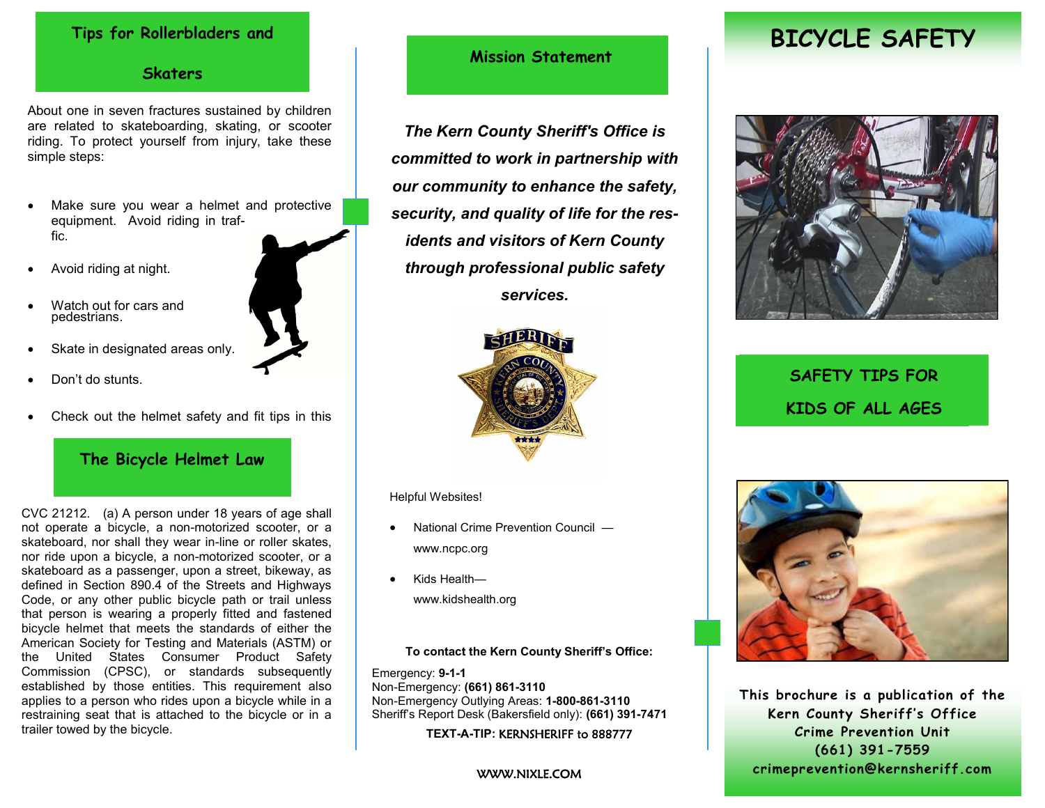## Tips for Rollerbladers and Skaters

About one in seven fractures sustained by children are related to skateboarding, skating, or scooter riding. To protect yourself from injury, take these simple steps:

- Make sure you wear a helmet and protective equipment. Avoid riding in traffic.
- Avoid riding at night.
- Watch out for cars and pedestrians.
- Skate in designated areas only.
- Don't do stunts.
- Check out the helmet safety and fit tips in this

## The Bicycle Helmet Law

CVC 21212. (a) A person under 18 years of age shall not operate a bicycle, a non-motorized scooter, or a skateboard, nor shall they wear in-line or roller skates, nor ride upon a bicycle, a non-motorized scooter, or a skateboard as a passenger, upon a street, bikeway, as defined in Section 890.4 of the Streets and Highways Code, or any other public bicycle path or trail unless that person is wearing a properly fitted and fastened bicycle helmet that meets the standards of either the American Society for Testing and Materials (ASTM) or the United States Consumer Product Safety Commission (CPSC), or standards subsequently established by those entities. This requirement also applies to a person who rides upon a bicycle while in a restraining seat that is attached to the bicycle or in a trailer towed by the bicycle.

## Mission Statement

***The Kern County Sheriff's Office is committed to work in partnership with our community to enhance the safety, security, and quality of life for the residents and visitors of Kern County through professional public safety services.***

Helpful Websites!

- National Crime Prevention Council — www.ncpc.org
- Kids Health— www.kidshealth.org

**To contact the Kern County Sheriff's Office:**

Emergency: **9-1-1**
Non-Emergency: **(661) 861-3110**
Non-Emergency Outlying Areas: **1-800-861-3110**
Sheriff's Report Desk (Bakersfield only): **(661) 391-7471**

**TEXT-A-TIP: KERNSHERIFF to 888777**

WWW.NIXLE.COM

# BICYCLE SAFETY

## SAFETY TIPS FOR KIDS OF ALL AGES

This brochure is a publication of the Kern County Sheriff's Office Crime Prevention Unit
(661) 391-7559
crimeprevention@kernsheriff.com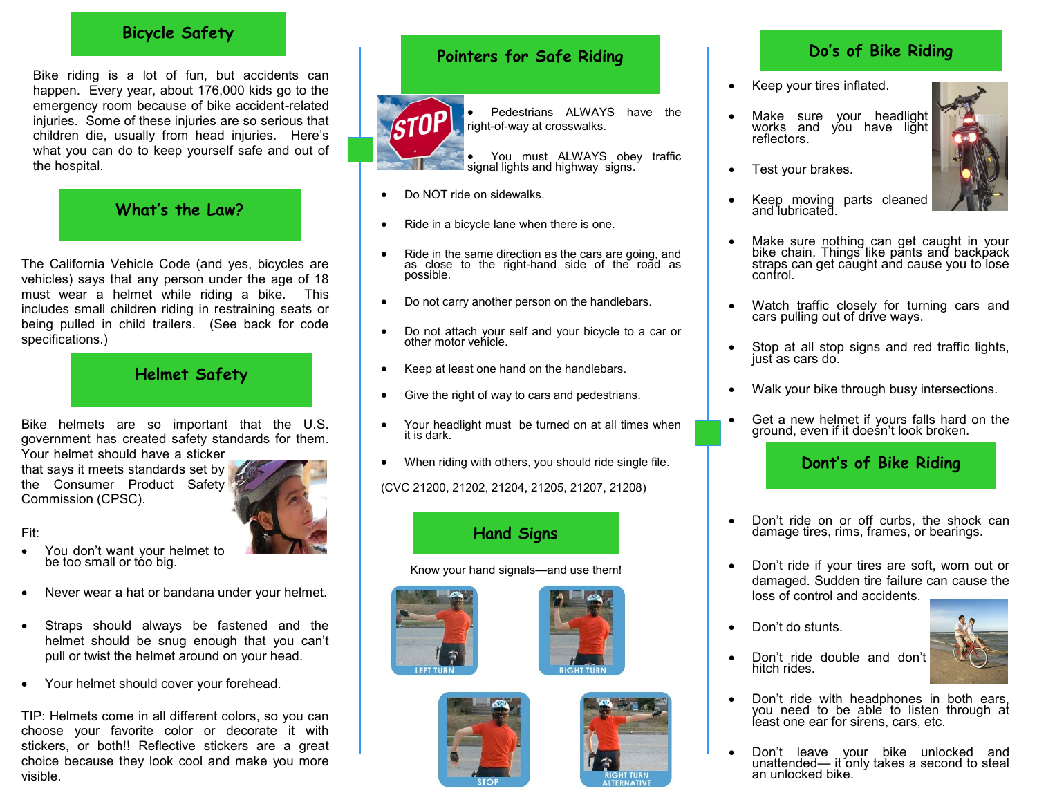## Bicycle Safety

Bike riding is a lot of fun, but accidents can happen. Every year, about 176,000 kids go to the emergency room because of bike accident-related injuries. Some of these injuries are so serious that children die, usually from head injuries. Here's what you can do to keep yourself safe and out of the hospital.

## What's the Law?

The California Vehicle Code (and yes, bicycles are vehicles) says that any person under the age of 18 must wear a helmet while riding a bike. This includes small children riding in restraining seats or being pulled in child trailers. (See back for code specifications.)

## Helmet Safety

Bike helmets are so important that the U.S. government has created safety standards for them. Your helmet should have a sticker that says it meets standards set by the Consumer Product Safety Commission (CPSC).

Fit:

- You don't want your helmet to be too small or too big.
- Never wear a hat or bandana under your helmet.
- Straps should always be fastened and the helmet should be snug enough that you can't pull or twist the helmet around on your head.
- Your helmet should cover your forehead.

TIP: Helmets come in all different colors, so you can choose your favorite color or decorate it with stickers, or both!! Reflective stickers are a great choice because they look cool and make you more visible.

## Pointers for Safe Riding

- Pedestrians ALWAYS have the right-of-way at crosswalks.
- You must ALWAYS obey traffic signal lights and highway signs.
- Do NOT ride on sidewalks.
- Ride in a bicycle lane when there is one.
- Ride in the same direction as the cars are going, and as close to the right-hand side of the road as possible.
- Do not carry another person on the handlebars.
- Do not attach your self and your bicycle to a car or other motor vehicle.
- Keep at least one hand on the handlebars.
- Give the right of way to cars and pedestrians.
- Your headlight must be turned on at all times when it is dark.
- When riding with others, you should ride single file.

(CVC 21200, 21202, 21204, 21205, 21207, 21208)

## Hand Signs

Know your hand signals—and use them!

LEFT TURN

RIGHT TURN

STOP

RIGHT TURN ALTERNATIVE

## Do's of Bike Riding

- Keep your tires inflated.
- Make sure your headlight works and you have light reflectors.
- Test your brakes.
- Keep moving parts cleaned and lubricated.
- Make sure nothing can get caught in your bike chain. Things like pants and backpack straps can get caught and cause you to lose control.
- Watch traffic closely for turning cars and cars pulling out of drive ways.
- Stop at all stop signs and red traffic lights, just as cars do.
- Walk your bike through busy intersections.
- Get a new helmet if yours falls hard on the ground, even if it doesn't look broken.

## Dont's of Bike Riding

- Don't ride on or off curbs, the shock can damage tires, rims, frames, or bearings.
- Don't ride if your tires are soft, worn out or damaged. Sudden tire failure can cause the loss of control and accidents.
- Don't do stunts.
- Don't ride double and don't hitch rides.
- Don't ride with headphones in both ears, you need to be able to listen through at least one ear for sirens, cars, etc.
- Don't leave your bike unlocked and unattended— it only takes a second to steal an unlocked bike.